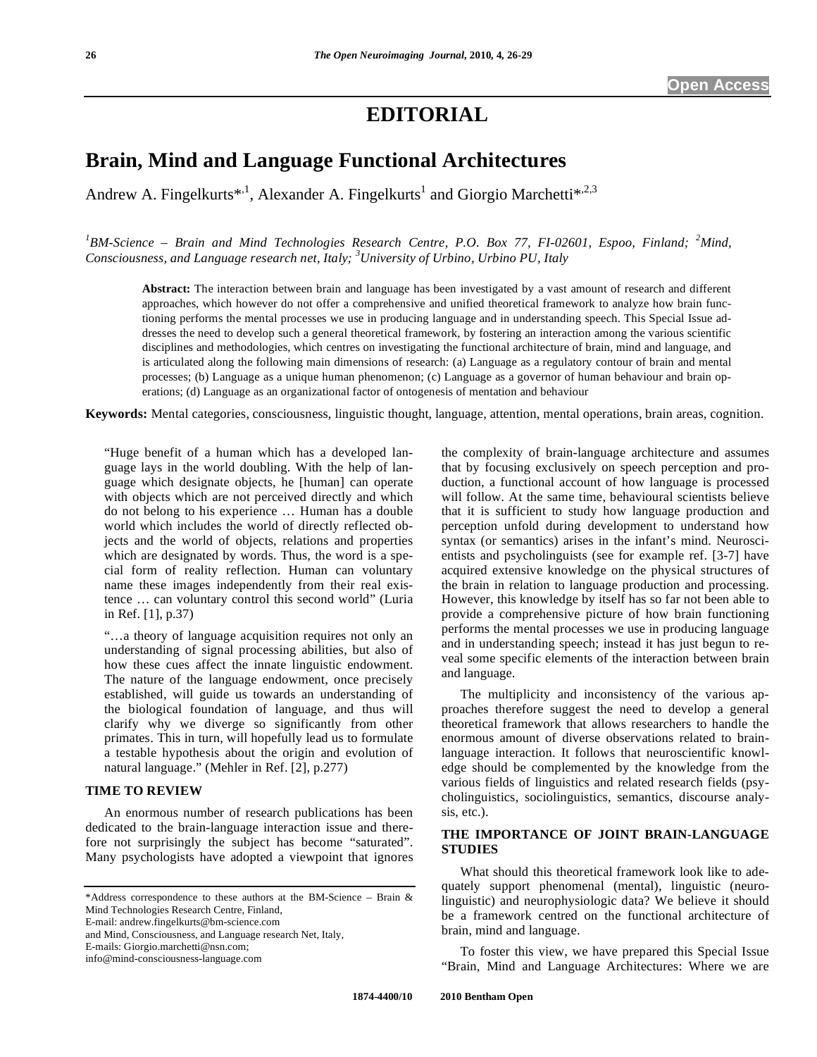**Open Access**

# EDITORIAL

## Brain, Mind and Language Functional Architectures

Andrew A. Fingelkurts*[,1], Alexander A. Fingelkurts[1] and Giorgio Marchetti*[,2,3]

*[1]BM-Science – Brain and Mind Technologies Research Centre, P.O. Box 77, FI-02601, Espoo, Finland; [2]Mind, Consciousness, and Language research net, Italy; [3]University of Urbino, Urbino PU, Italy*

**Abstract:** The interaction between brain and language has been investigated by a vast amount of research and different approaches, which however do not offer a comprehensive and unified theoretical framework to analyze how brain functioning performs the mental processes we use in producing language and in understanding speech. This Special Issue addresses the need to develop such a general theoretical framework, by fostering an interaction among the various scientific disciplines and methodologies, which centres on investigating the functional architecture of brain, mind and language, and is articulated along the following main dimensions of research: (a) Language as a regulatory contour of brain and mental processes; (b) Language as a unique human phenomenon; (c) Language as a governor of human behaviour and brain operations; (d) Language as an organizational factor of ontogenesis of mentation and behaviour

**Keywords:** Mental categories, consciousness, linguistic thought, language, attention, mental operations, brain areas, cognition.

"Huge benefit of a human which has a developed language lays in the world doubling. With the help of language which designate objects, he [human] can operate with objects which are not perceived directly and which do not belong to his experience … Human has a double world which includes the world of directly reflected objects and the world of objects, relations and properties which are designated by words. Thus, the word is a special form of reality reflection. Human can voluntary name these images independently from their real existence … can voluntary control this second world" (Luria in Ref. [1], p.37)

"…a theory of language acquisition requires not only an understanding of signal processing abilities, but also of how these cues affect the innate linguistic endowment. The nature of the language endowment, once precisely established, will guide us towards an understanding of the biological foundation of language, and thus will clarify why we diverge so significantly from other primates. This in turn, will hopefully lead us to formulate a testable hypothesis about the origin and evolution of natural language." (Mehler in Ref. [2], p.277)

### TIME TO REVIEW

An enormous number of research publications has been dedicated to the brain-language interaction issue and therefore not surprisingly the subject has become "saturated". Many psychologists have adopted a viewpoint that ignores the complexity of brain-language architecture and assumes that by focusing exclusively on speech perception and production, a functional account of how language is processed will follow. At the same time, behavioural scientists believe that it is sufficient to study how language production and perception unfold during development to understand how syntax (or semantics) arises in the infant's mind. Neuroscientists and psycholinguists (see for example ref. [3-7] have acquired extensive knowledge on the physical structures of the brain in relation to language production and processing. However, this knowledge by itself has so far not been able to provide a comprehensive picture of how brain functioning performs the mental processes we use in producing language and in understanding speech; instead it has just begun to reveal some specific elements of the interaction between brain and language.

The multiplicity and inconsistency of the various approaches therefore suggest the need to develop a general theoretical framework that allows researchers to handle the enormous amount of diverse observations related to brain-language interaction. It follows that neuroscientific knowledge should be complemented by the knowledge from the various fields of linguistics and related research fields (psycholinguistics, sociolinguistics, semantics, discourse analysis, etc.).

### THE IMPORTANCE OF JOINT BRAIN-LANGUAGE STUDIES

What should this theoretical framework look like to adequately support phenomenal (mental), linguistic (neurolinguistic) and neurophysiologic data? We believe it should be a framework centred on the functional architecture of brain, mind and language.

To foster this view, we have prepared this Special Issue "Brain, Mind and Language Architectures: Where we are

*Address correspondence to these authors at the BM-Science – Brain & Mind Technologies Research Centre, Finland,
E-mail: andrew.fingelkurts@bm-science.com
and Mind, Consciousness, and Language research Net, Italy,
E-mails: Giorgio.marchetti@nsn.com;
info@mind-consciousness-language.com

1874-4400/10 2010 Bentham Open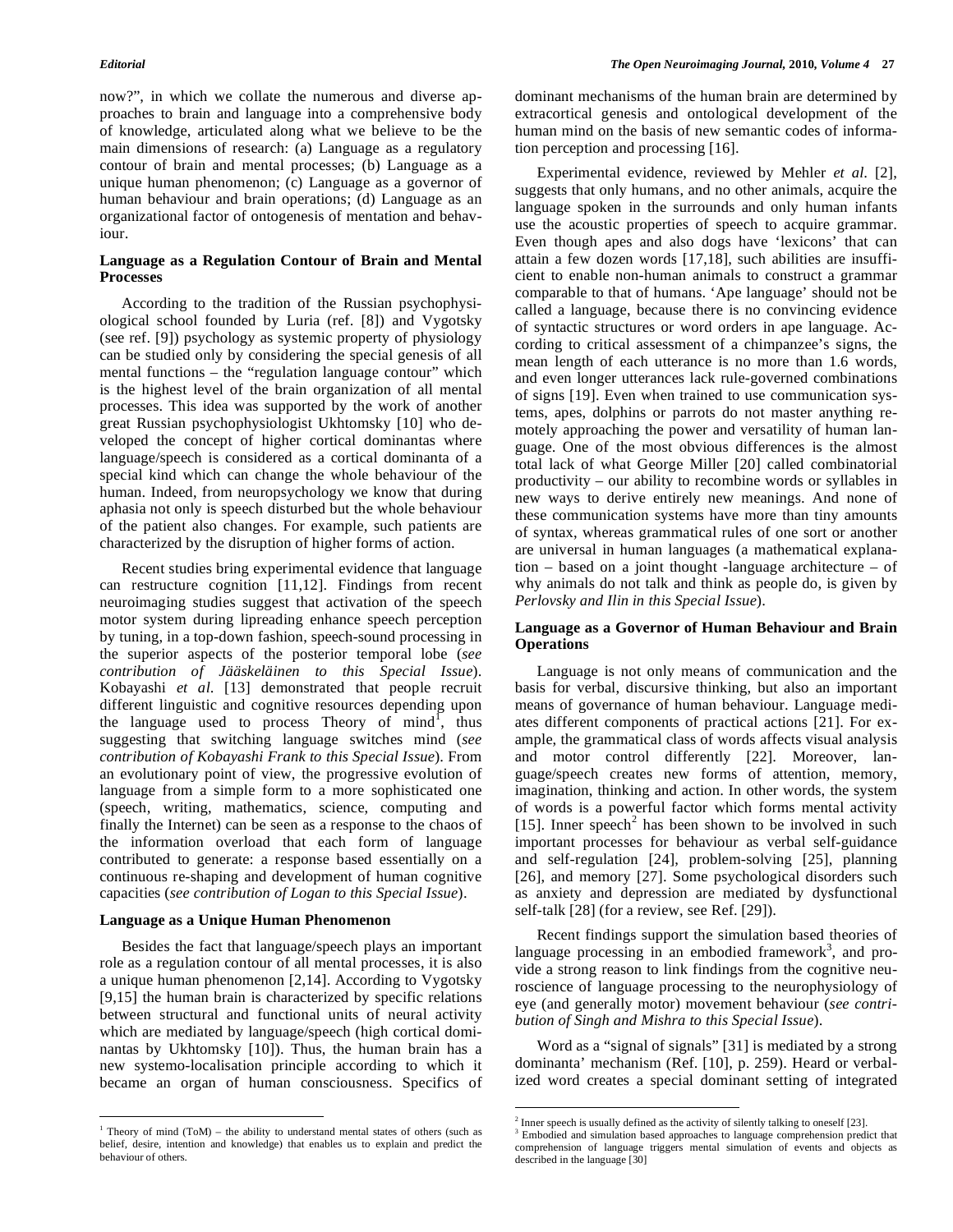now?", in which we collate the numerous and diverse approaches to brain and language into a comprehensive body of knowledge, articulated along what we believe to be the main dimensions of research: (a) Language as a regulatory contour of brain and mental processes; (b) Language as a unique human phenomenon; (c) Language as a governor of human behaviour and brain operations; (d) Language as an organizational factor of ontogenesis of mentation and behaviour.

### Language as a Regulation Contour of Brain and Mental Processes

According to the tradition of the Russian psychophysiological school founded by Luria (ref. [8]) and Vygotsky (see ref. [9]) psychology as systemic property of physiology can be studied only by considering the special genesis of all mental functions – the "regulation language contour" which is the highest level of the brain organization of all mental processes. This idea was supported by the work of another great Russian psychophysiologist Ukhtomsky [10] who developed the concept of higher cortical dominantas where language/speech is considered as a cortical dominanta of a special kind which can change the whole behaviour of the human. Indeed, from neuropsychology we know that during aphasia not only is speech disturbed but the whole behaviour of the patient also changes. For example, such patients are characterized by the disruption of higher forms of action.

Recent studies bring experimental evidence that language can restructure cognition [11,12]. Findings from recent neuroimaging studies suggest that activation of the speech motor system during lipreading enhance speech perception by tuning, in a top-down fashion, speech-sound processing in the superior aspects of the posterior temporal lobe (*see contribution of Jääskeläinen to this Special Issue*). Kobayashi *et al.* [13] demonstrated that people recruit different linguistic and cognitive resources depending upon the language used to process Theory of mind[1], thus suggesting that switching language switches mind (*see contribution of Kobayashi Frank to this Special Issue*). From an evolutionary point of view, the progressive evolution of language from a simple form to a more sophisticated one (speech, writing, mathematics, science, computing and finally the Internet) can be seen as a response to the chaos of the information overload that each form of language contributed to generate: a response based essentially on a continuous re-shaping and development of human cognitive capacities (*see contribution of Logan to this Special Issue*).

### Language as a Unique Human Phenomenon

Besides the fact that language/speech plays an important role as a regulation contour of all mental processes, it is also a unique human phenomenon [2,14]. According to Vygotsky [9,15] the human brain is characterized by specific relations between structural and functional units of neural activity which are mediated by language/speech (high cortical dominantas by Ukhtomsky [10]). Thus, the human brain has a new systemo-localisation principle according to which it became an organ of human consciousness. Specifics of dominant mechanisms of the human brain are determined by extracortical genesis and ontological development of the human mind on the basis of new semantic codes of information perception and processing [16].

Experimental evidence, reviewed by Mehler *et al.* [2], suggests that only humans, and no other animals, acquire the language spoken in the surrounds and only human infants use the acoustic properties of speech to acquire grammar. Even though apes and also dogs have 'lexicons' that can attain a few dozen words [17,18], such abilities are insufficient to enable non-human animals to construct a grammar comparable to that of humans. 'Ape language' should not be called a language, because there is no convincing evidence of syntactic structures or word orders in ape language. According to critical assessment of a chimpanzee's signs, the mean length of each utterance is no more than 1.6 words, and even longer utterances lack rule-governed combinations of signs [19]. Even when trained to use communication systems, apes, dolphins or parrots do not master anything remotely approaching the power and versatility of human language. One of the most obvious differences is the almost total lack of what George Miller [20] called combinatorial productivity – our ability to recombine words or syllables in new ways to derive entirely new meanings. And none of these communication systems have more than tiny amounts of syntax, whereas grammatical rules of one sort or another are universal in human languages (a mathematical explanation – based on a joint thought -language architecture – of why animals do not talk and think as people do, is given by *Perlovsky and Ilin in this Special Issue*).

### Language as a Governor of Human Behaviour and Brain Operations

Language is not only means of communication and the basis for verbal, discursive thinking, but also an important means of governance of human behaviour. Language mediates different components of practical actions [21]. For example, the grammatical class of words affects visual analysis and motor control differently [22]. Moreover, language/speech creates new forms of attention, memory, imagination, thinking and action. In other words, the system of words is a powerful factor which forms mental activity [15]. Inner speech[2] has been shown to be involved in such important processes for behaviour as verbal self-guidance and self-regulation [24], problem-solving [25], planning [26], and memory [27]. Some psychological disorders such as anxiety and depression are mediated by dysfunctional self-talk [28] (for a review, see Ref. [29]).

Recent findings support the simulation based theories of language processing in an embodied framework[3], and provide a strong reason to link findings from the cognitive neuroscience of language processing to the neurophysiology of eye (and generally motor) movement behaviour (*see contribution of Singh and Mishra to this Special Issue*).

Word as a "signal of signals" [31] is mediated by a strong dominanta' mechanism (Ref. [10], p. 259). Heard or verbalized word creates a special dominant setting of integrated

---

[1] Theory of mind (ToM) – the ability to understand mental states of others (such as belief, desire, intention and knowledge) that enables us to explain and predict the behaviour of others.

[2] Inner speech is usually defined as the activity of silently talking to oneself [23].

[3] Embodied and simulation based approaches to language comprehension predict that comprehension of language triggers mental simulation of events and objects as described in the language [30]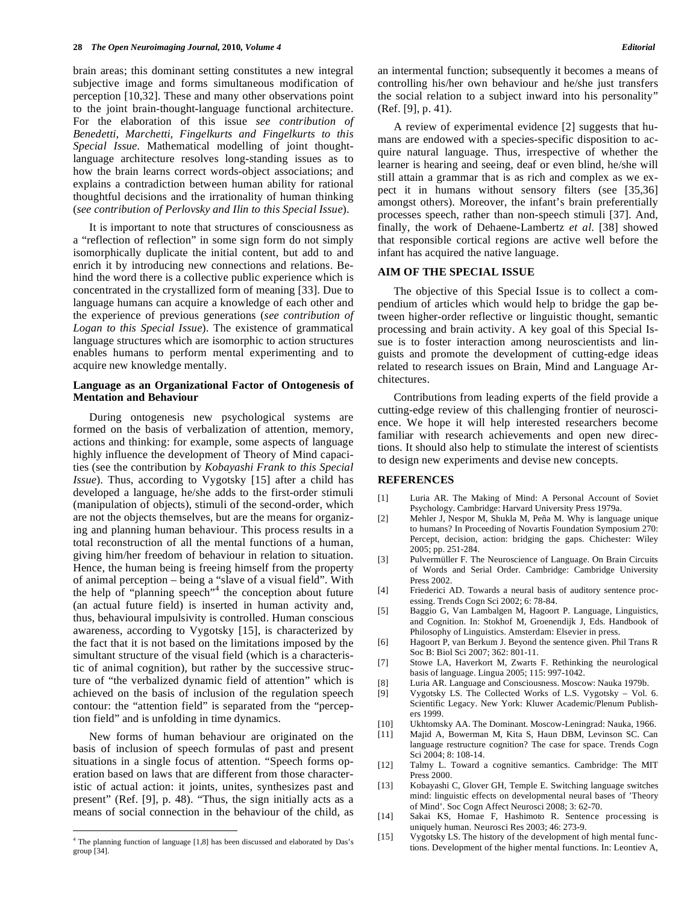brain areas; this dominant setting constitutes a new integral subjective image and forms simultaneous modification of perception [10,32]. These and many other observations point to the joint brain-thought-language functional architecture. For the elaboration of this issue *see contribution of Benedetti, Marchetti, Fingelkurts and Fingelkurts to this Special Issue*. Mathematical modelling of joint thought-language architecture resolves long-standing issues as to how the brain learns correct words-object associations; and explains a contradiction between human ability for rational thoughtful decisions and the irrationality of human thinking (*see contribution of Perlovsky and Ilin to this Special Issue*).

It is important to note that structures of consciousness as a "reflection of reflection" in some sign form do not simply isomorphically duplicate the initial content, but add to and enrich it by introducing new connections and relations. Behind the word there is a collective public experience which is concentrated in the crystallized form of meaning [33]. Due to language humans can acquire a knowledge of each other and the experience of previous generations (*see contribution of Logan to this Special Issue*). The existence of grammatical language structures which are isomorphic to action structures enables humans to perform mental experimenting and to acquire new knowledge mentally.

### Language as an Organizational Factor of Ontogenesis of Mentation and Behaviour

During ontogenesis new psychological systems are formed on the basis of verbalization of attention, memory, actions and thinking: for example, some aspects of language highly influence the development of Theory of Mind capacities (see the contribution by *Kobayashi Frank to this Special Issue*). Thus, according to Vygotsky [15] after a child has developed a language, he/she adds to the first-order stimuli (manipulation of objects), stimuli of the second-order, which are not the objects themselves, but are the means for organizing and planning human behaviour. This process results in a total reconstruction of all the mental functions of a human, giving him/her freedom of behaviour in relation to situation. Hence, the human being is freeing himself from the property of animal perception – being a "slave of a visual field". With the help of "planning speech"[4] the conception about future (an actual future field) is inserted in human activity and, thus, behavioural impulsivity is controlled. Human conscious awareness, according to Vygotsky [15], is characterized by the fact that it is not based on the limitations imposed by the simultant structure of the visual field (which is a characteristic of animal cognition), but rather by the successive structure of "the verbalized dynamic field of attention" which is achieved on the basis of inclusion of the regulation speech contour: the "attention field" is separated from the "perception field" and is unfolding in time dynamics.

New forms of human behaviour are originated on the basis of inclusion of speech formulas of past and present situations in a single focus of attention. "Speech forms operation based on laws that are different from those characteristic of actual action: it joints, unites, synthesizes past and present" (Ref. [9], p. 48). "Thus, the sign initially acts as a means of social connection in the behaviour of the child, as an intermental function; subsequently it becomes a means of controlling his/her own behaviour and he/she just transfers the social relation to a subject inward into his personality" (Ref. [9], p. 41).

A review of experimental evidence [2] suggests that humans are endowed with a species-specific disposition to acquire natural language. Thus, irrespective of whether the learner is hearing and seeing, deaf or even blind, he/she will still attain a grammar that is as rich and complex as we expect it in humans without sensory filters (see [35,36] amongst others). Moreover, the infant's brain preferentially processes speech, rather than non-speech stimuli [37]. And, finally, the work of Dehaene-Lambertz *et al*. [38] showed that responsible cortical regions are active well before the infant has acquired the native language.

[4] The planning function of language [1,8] has been discussed and elaborated by Das's group [34].

## AIM OF THE SPECIAL ISSUE

The objective of this Special Issue is to collect a compendium of articles which would help to bridge the gap between higher-order reflective or linguistic thought, semantic processing and brain activity. A key goal of this Special Issue is to foster interaction among neuroscientists and linguists and promote the development of cutting-edge ideas related to research issues on Brain, Mind and Language Architectures.

Contributions from leading experts of the field provide a cutting-edge review of this challenging frontier of neuroscience. We hope it will help interested researchers become familiar with research achievements and open new directions. It should also help to stimulate the interest of scientists to design new experiments and devise new concepts.

## REFERENCES

[1] Luria AR. The Making of Mind: A Personal Account of Soviet Psychology. Cambridge: Harvard University Press 1979a.

[2] Mehler J, Nespor M, Shukla M, Peña M. Why is language unique to humans? In Proceeding of Novartis Foundation Symposium 270: Percept, decision, action: bridging the gaps. Chichester: Wiley 2005; pp. 251-284.

[3] Pulvermüller F. The Neuroscience of Language. On Brain Circuits of Words and Serial Order. Cambridge: Cambridge University Press 2002.

[4] Friederici AD. Towards a neural basis of auditory sentence processing. Trends Cogn Sci 2002; 6: 78-84.

[5] Baggio G, Van Lambalgen M, Hagoort P. Language, Linguistics, and Cognition. In: Stokhof M, Groenendijk J, Eds. Handbook of Philosophy of Linguistics. Amsterdam: Elsevier in press.

[6] Hagoort P, van Berkum J. Beyond the sentence given. Phil Trans R Soc B: Biol Sci 2007; 362: 801-11.

[7] Stowe LA, Haverkort M, Zwarts F. Rethinking the neurological basis of language. Lingua 2005; 115: 997-1042.

[8] Luria AR. Language and Consciousness. Moscow: Nauka 1979b.

[9] Vygotsky LS. The Collected Works of L.S. Vygotsky – Vol. 6. Scientific Legacy. New York: Kluwer Academic/Plenum Publishers 1999.

[10] Ukhtomsky AA. The Dominant. Moscow-Leningrad: Nauka, 1966.

[11] Majid A, Bowerman M, Kita S, Haun DBM, Levinson SC. Can language restructure cognition? The case for space. Trends Cogn Sci 2004; 8: 108-14.

[12] Talmy L. Toward a cognitive semantics. Cambridge: The MIT Press 2000.

[13] Kobayashi C, Glover GH, Temple E. Switching language switches mind: linguistic effects on developmental neural bases of 'Theory of Mind'. Soc Cogn Affect Neurosci 2008; 3: 62-70.

[14] Sakai KS, Homae F, Hashimoto R. Sentence processing is uniquely human. Neurosci Res 2003; 46: 273-9.

[15] Vygotsky LS. The history of the development of high mental functions. Development of the higher mental functions. In: Leontiev A,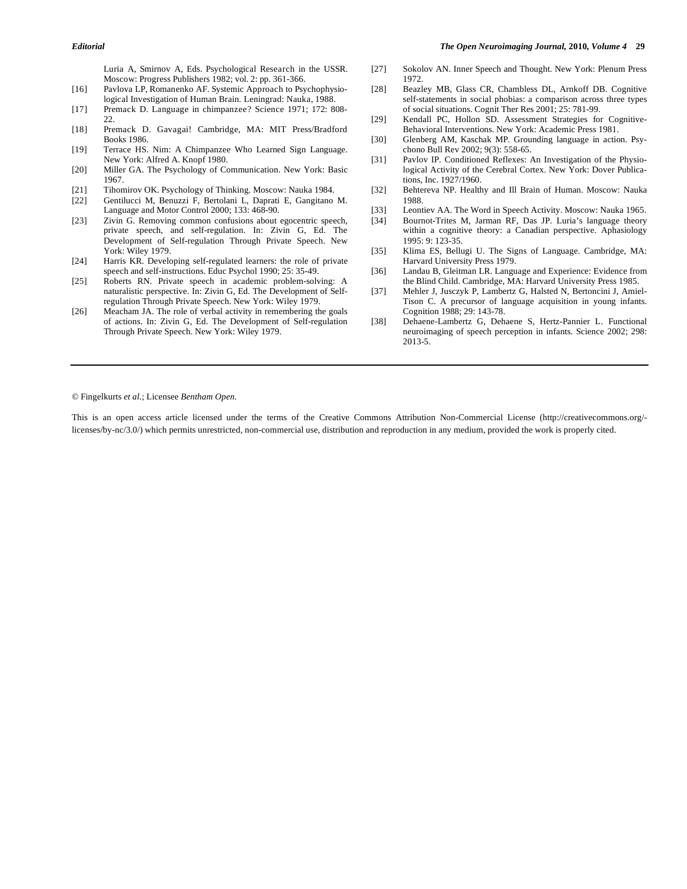Luria A, Smirnov A, Eds. Psychological Research in the USSR. Moscow: Progress Publishers 1982; vol. 2: pp. 361-366.

[16] Pavlova LP, Romanenko AF. Systemic Approach to Psychophysiological Investigation of Human Brain. Leningrad: Nauka, 1988.

[17] Premack D. Language in chimpanzee? Science 1971; 172: 808-22.

[18] Premack D. Gavagai! Cambridge, MA: MIT Press/Bradford Books 1986.

[19] Terrace HS. Nim: A Chimpanzee Who Learned Sign Language. New York: Alfred A. Knopf 1980.

[20] Miller GA. The Psychology of Communication. New York: Basic 1967.

[21] Tihomirov OK. Psychology of Thinking. Moscow: Nauka 1984.

[22] Gentilucci M, Benuzzi F, Bertolani L, Daprati E, Gangitano M. Language and Motor Control 2000; 133: 468-90.

[23] Zivin G. Removing common confusions about egocentric speech, private speech, and self-regulation. In: Zivin G, Ed. The Development of Self-regulation Through Private Speech. New York: Wiley 1979.

[24] Harris KR. Developing self-regulated learners: the role of private speech and self-instructions. Educ Psychol 1990; 25: 35-49.

[25] Roberts RN. Private speech in academic problem-solving: A naturalistic perspective. In: Zivin G, Ed. The Development of Self-regulation Through Private Speech. New York: Wiley 1979.

[26] Meacham JA. The role of verbal activity in remembering the goals of actions. In: Zivin G, Ed. The Development of Self-regulation Through Private Speech. New York: Wiley 1979.

[27] Sokolov AN. Inner Speech and Thought. New York: Plenum Press 1972.

[28] Beazley MB, Glass CR, Chambless DL, Arnkoff DB. Cognitive self-statements in social phobias: a comparison across three types of social situations. Cognit Ther Res 2001; 25: 781-99.

[29] Kendall PC, Hollon SD. Assessment Strategies for Cognitive-Behavioral Interventions. New York: Academic Press 1981.

[30] Glenberg AM, Kaschak MP. Grounding language in action. Psychono Bull Rev 2002; 9(3): 558-65.

[31] Pavlov IP. Conditioned Reflexes: An Investigation of the Physiological Activity of the Cerebral Cortex. New York: Dover Publications, Inc. 1927/1960.

[32] Behtereva NP. Healthy and Ill Brain of Human. Moscow: Nauka 1988.

[33] Leontiev AA. The Word in Speech Activity. Moscow: Nauka 1965.

[34] Bournot-Trites M, Jarman RF, Das JP. Luria's language theory within a cognitive theory: a Canadian perspective. Aphasiology 1995: 9: 123-35.

[35] Klima ES, Bellugi U. The Signs of Language. Cambridge, MA: Harvard University Press 1979.

[36] Landau B, Gleitman LR. Language and Experience: Evidence from the Blind Child. Cambridge, MA: Harvard University Press 1985.

[37] Mehler J, Jusczyk P, Lambertz G, Halsted N, Bertoncini J, Amiel-Tison C. A precursor of language acquisition in young infants. Cognition 1988; 29: 143-78.

[38] Dehaene-Lambertz G, Dehaene S, Hertz-Pannier L. Functional neuroimaging of speech perception in infants. Science 2002; 298: 2013-5.

---

© Fingelkurts *et al.*; Licensee *Bentham Open.*

This is an open access article licensed under the terms of the Creative Commons Attribution Non-Commercial License (http://creativecommons.org/-licenses/by-nc/3.0/) which permits unrestricted, non-commercial use, distribution and reproduction in any medium, provided the work is properly cited.